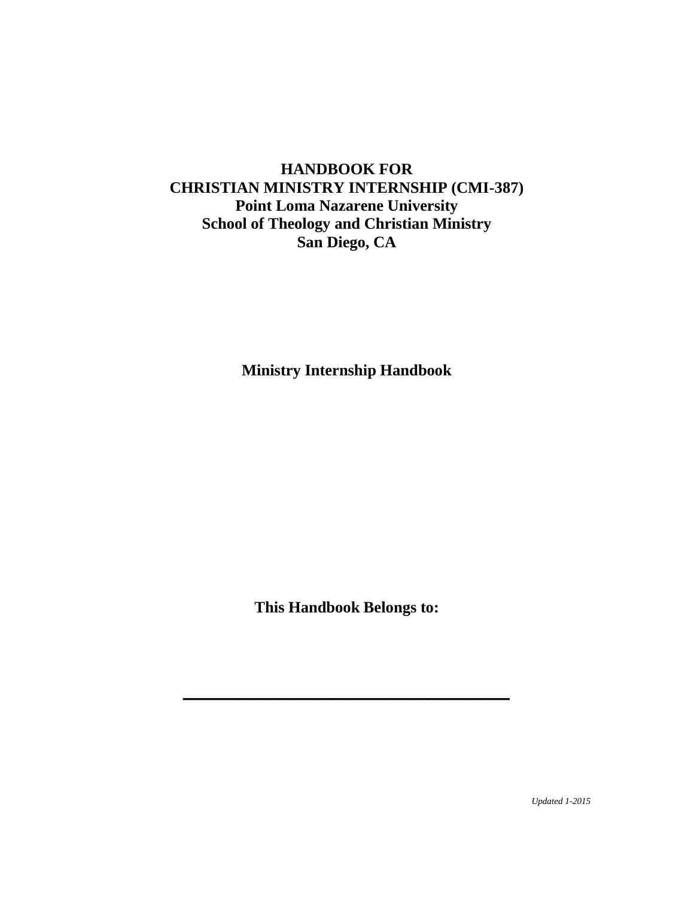# HANDBOOK FOR
# CHRISTIAN MINISTRY INTERNSHIP (CMI-387)
## Point Loma Nazarene University
## School of Theology and Christian Ministry
## San Diego, CA

**Ministry Internship Handbook**

**This Handbook Belongs to:**

______________________________

*Updated 1-2015*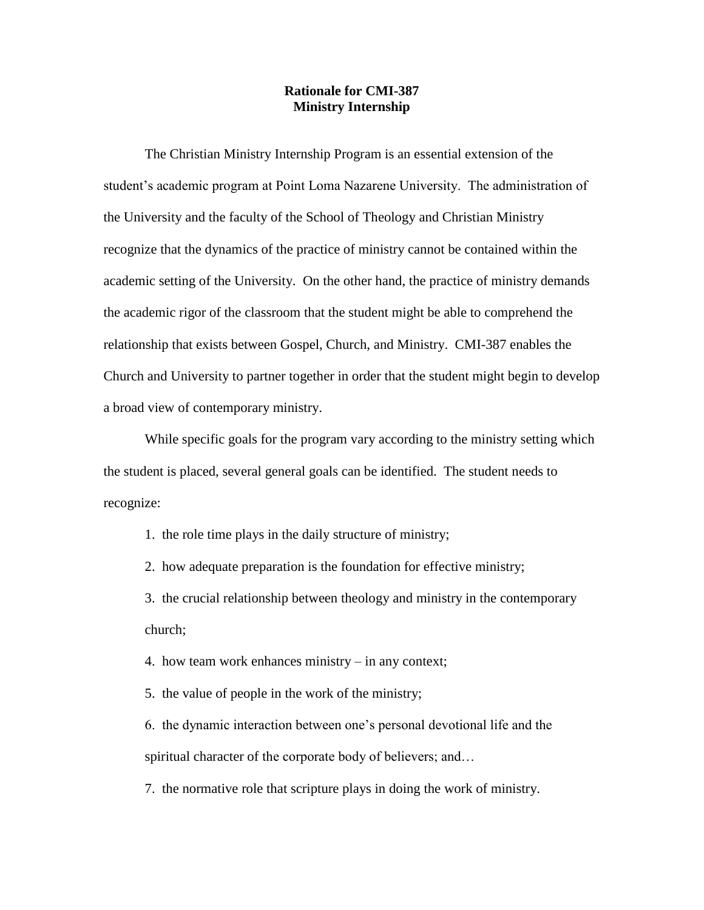# Rationale for CMI-387
# Ministry Internship

The Christian Ministry Internship Program is an essential extension of the student's academic program at Point Loma Nazarene University. The administration of the University and the faculty of the School of Theology and Christian Ministry recognize that the dynamics of the practice of ministry cannot be contained within the academic setting of the University. On the other hand, the practice of ministry demands the academic rigor of the classroom that the student might be able to comprehend the relationship that exists between Gospel, Church, and Ministry. CMI-387 enables the Church and University to partner together in order that the student might begin to develop a broad view of contemporary ministry.

While specific goals for the program vary according to the ministry setting which the student is placed, several general goals can be identified. The student needs to recognize:

1. the role time plays in the daily structure of ministry;
2. how adequate preparation is the foundation for effective ministry;
3. the crucial relationship between theology and ministry in the contemporary church;
4. how team work enhances ministry – in any context;
5. the value of people in the work of the ministry;
6. the dynamic interaction between one's personal devotional life and the spiritual character of the corporate body of believers; and…
7. the normative role that scripture plays in doing the work of ministry.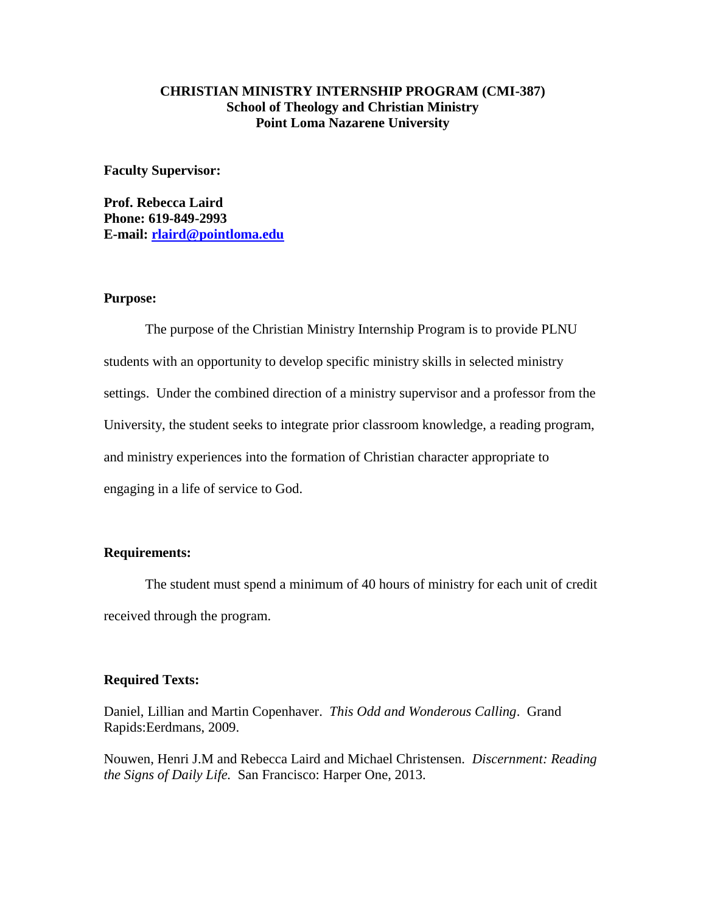# CHRISTIAN MINISTRY INTERNSHIP PROGRAM (CMI-387)
## School of Theology and Christian Ministry
## Point Loma Nazarene University

**Faculty Supervisor:**

**Prof. Rebecca Laird**
**Phone: 619-849-2993**
**E-mail: [rlaird@pointloma.edu](mailto:rlaird@pointloma.edu)**

**Purpose:**

The purpose of the Christian Ministry Internship Program is to provide PLNU students with an opportunity to develop specific ministry skills in selected ministry settings. Under the combined direction of a ministry supervisor and a professor from the University, the student seeks to integrate prior classroom knowledge, a reading program, and ministry experiences into the formation of Christian character appropriate to engaging in a life of service to God.

**Requirements:**

The student must spend a minimum of 40 hours of ministry for each unit of credit received through the program.

**Required Texts:**

Daniel, Lillian and Martin Copenhaver. *This Odd and Wonderous Calling*. Grand Rapids:Eerdmans, 2009.

Nouwen, Henri J.M and Rebecca Laird and Michael Christensen. *Discernment: Reading the Signs of Daily Life.* San Francisco: Harper One, 2013.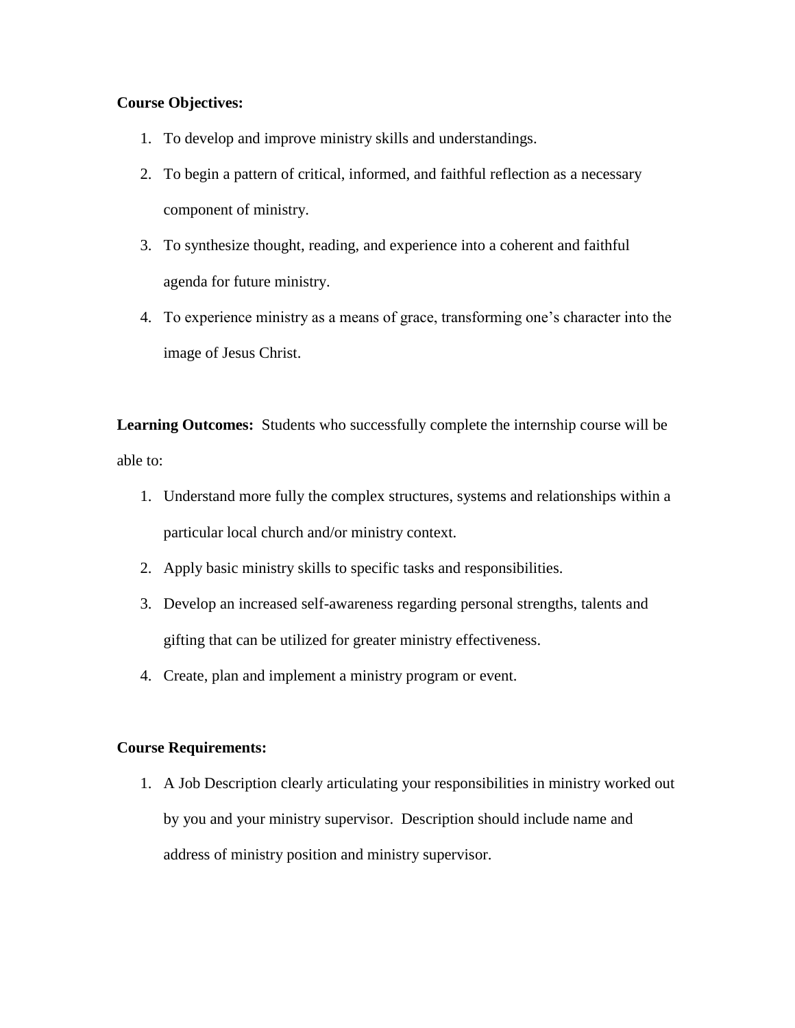**Course Objectives:**

1. To develop and improve ministry skills and understandings.
2. To begin a pattern of critical, informed, and faithful reflection as a necessary component of ministry.
3. To synthesize thought, reading, and experience into a coherent and faithful agenda for future ministry.
4. To experience ministry as a means of grace, transforming one's character into the image of Jesus Christ.

**Learning Outcomes:** Students who successfully complete the internship course will be able to:

1. Understand more fully the complex structures, systems and relationships within a particular local church and/or ministry context.
2. Apply basic ministry skills to specific tasks and responsibilities.
3. Develop an increased self-awareness regarding personal strengths, talents and gifting that can be utilized for greater ministry effectiveness.
4. Create, plan and implement a ministry program or event.

**Course Requirements:**

1. A Job Description clearly articulating your responsibilities in ministry worked out by you and your ministry supervisor. Description should include name and address of ministry position and ministry supervisor.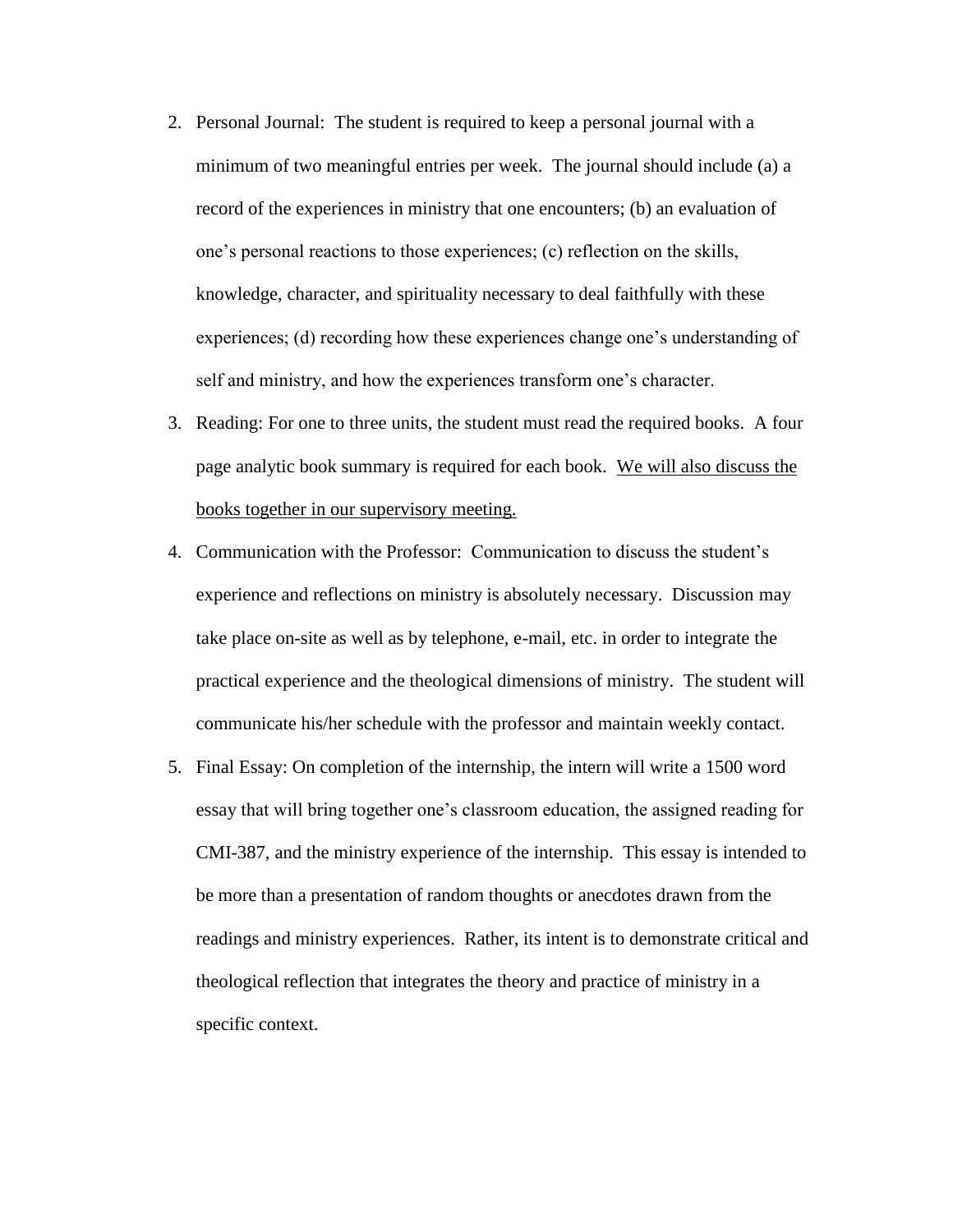2. Personal Journal: The student is required to keep a personal journal with a minimum of two meaningful entries per week. The journal should include (a) a record of the experiences in ministry that one encounters; (b) an evaluation of one's personal reactions to those experiences; (c) reflection on the skills, knowledge, character, and spirituality necessary to deal faithfully with these experiences; (d) recording how these experiences change one's understanding of self and ministry, and how the experiences transform one's character.
3. Reading: For one to three units, the student must read the required books. A four page analytic book summary is required for each book. <u>We will also discuss the books together in our supervisory meeting.</u>
4. Communication with the Professor: Communication to discuss the student's experience and reflections on ministry is absolutely necessary. Discussion may take place on-site as well as by telephone, e-mail, etc. in order to integrate the practical experience and the theological dimensions of ministry. The student will communicate his/her schedule with the professor and maintain weekly contact.
5. Final Essay: On completion of the internship, the intern will write a 1500 word essay that will bring together one's classroom education, the assigned reading for CMI-387, and the ministry experience of the internship. This essay is intended to be more than a presentation of random thoughts or anecdotes drawn from the readings and ministry experiences. Rather, its intent is to demonstrate critical and theological reflection that integrates the theory and practice of ministry in a specific context.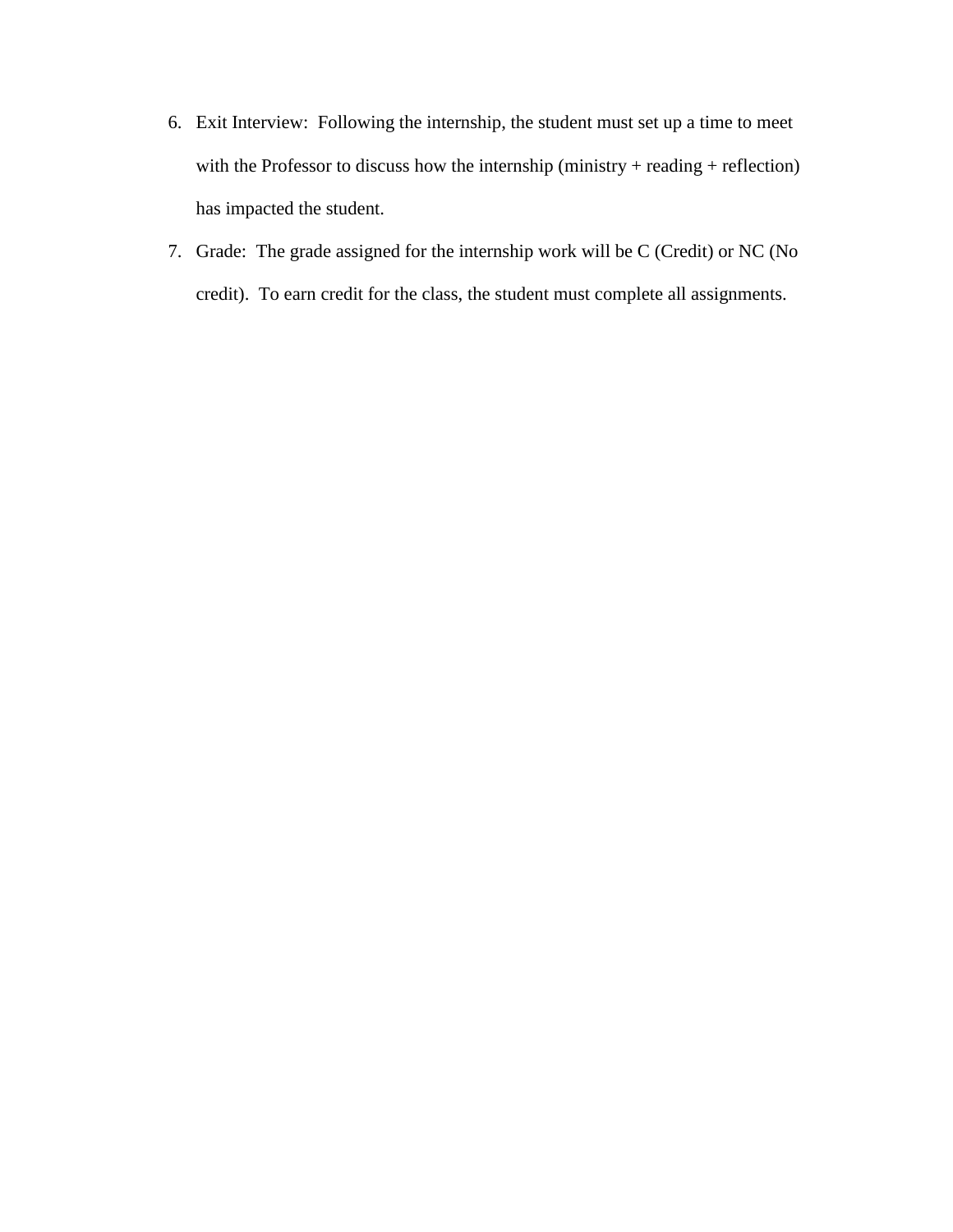6. Exit Interview: Following the internship, the student must set up a time to meet with the Professor to discuss how the internship (ministry + reading + reflection) has impacted the student.
7. Grade: The grade assigned for the internship work will be C (Credit) or NC (No credit). To earn credit for the class, the student must complete all assignments.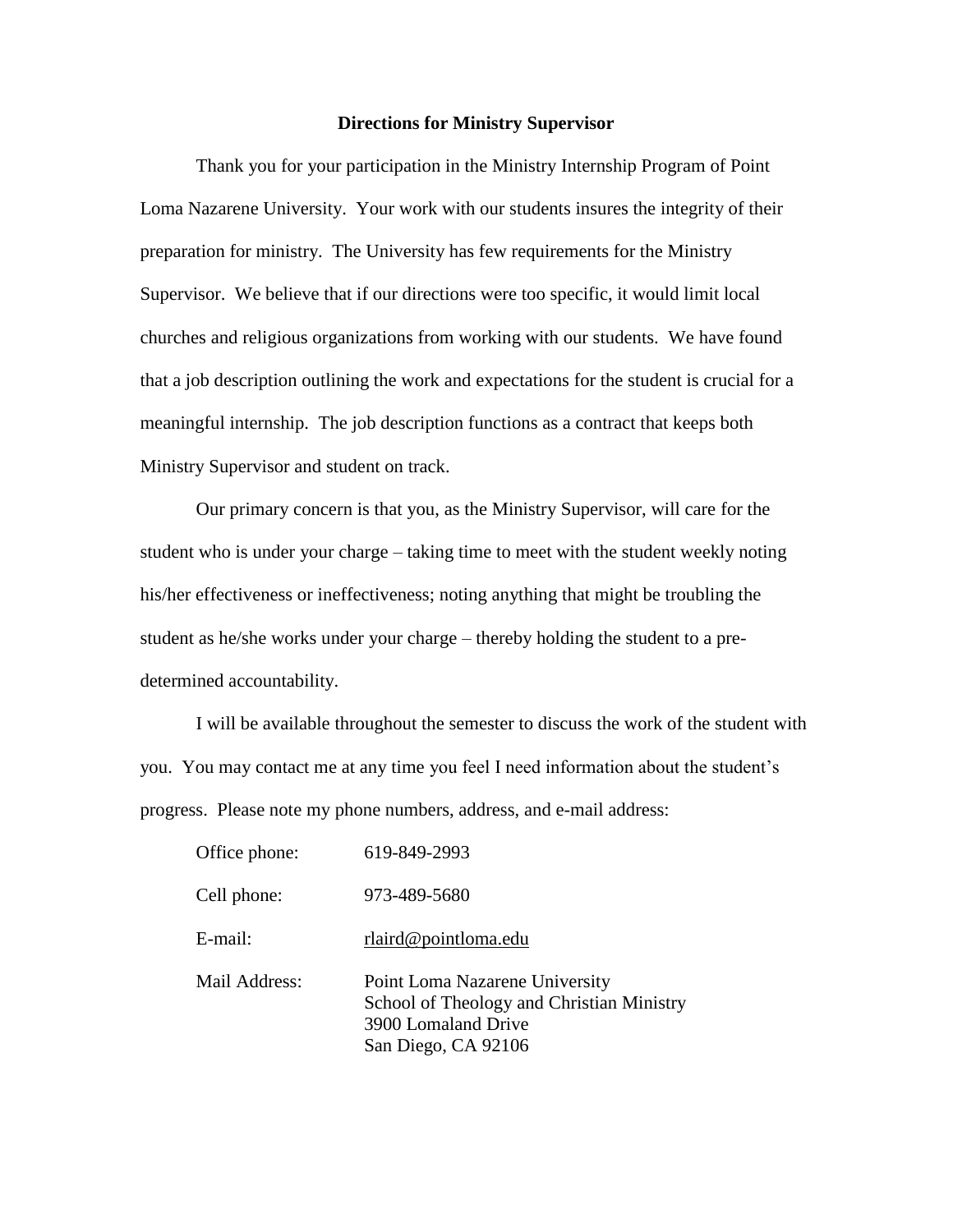## Directions for Ministry Supervisor

Thank you for your participation in the Ministry Internship Program of Point Loma Nazarene University. Your work with our students insures the integrity of their preparation for ministry. The University has few requirements for the Ministry Supervisor. We believe that if our directions were too specific, it would limit local churches and religious organizations from working with our students. We have found that a job description outlining the work and expectations for the student is crucial for a meaningful internship. The job description functions as a contract that keeps both Ministry Supervisor and student on track.

Our primary concern is that you, as the Ministry Supervisor, will care for the student who is under your charge – taking time to meet with the student weekly noting his/her effectiveness or ineffectiveness; noting anything that might be troubling the student as he/she works under your charge – thereby holding the student to a pre-determined accountability.

I will be available throughout the semester to discuss the work of the student with you. You may contact me at any time you feel I need information about the student's progress. Please note my phone numbers, address, and e-mail address:

| | |
|---|---|
| Office phone: | 619-849-2993 |
| Cell phone: | 973-489-5680 |
| E-mail: | rlaird@pointloma.edu |
| Mail Address: | Point Loma Nazarene University<br>School of Theology and Christian Ministry<br>3900 Lomaland Drive<br>San Diego, CA 92106 |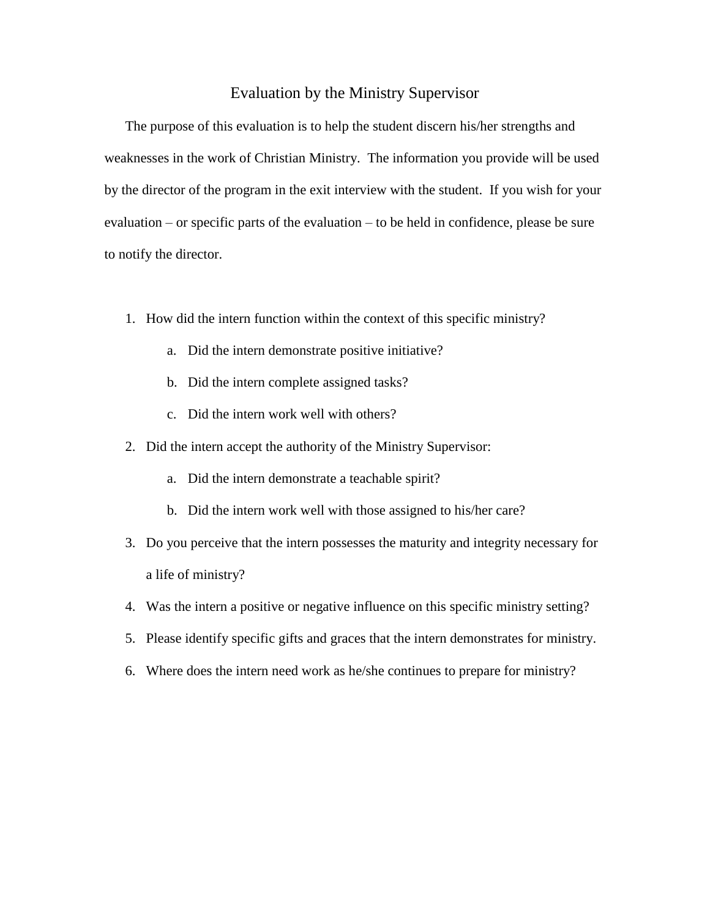# Evaluation by the Ministry Supervisor

The purpose of this evaluation is to help the student discern his/her strengths and weaknesses in the work of Christian Ministry. The information you provide will be used by the director of the program in the exit interview with the student. If you wish for your evaluation – or specific parts of the evaluation – to be held in confidence, please be sure to notify the director.

1. How did the intern function within the context of this specific ministry?
   a. Did the intern demonstrate positive initiative?
   b. Did the intern complete assigned tasks?
   c. Did the intern work well with others?
2. Did the intern accept the authority of the Ministry Supervisor:
   a. Did the intern demonstrate a teachable spirit?
   b. Did the intern work well with those assigned to his/her care?
3. Do you perceive that the intern possesses the maturity and integrity necessary for a life of ministry?
4. Was the intern a positive or negative influence on this specific ministry setting?
5. Please identify specific gifts and graces that the intern demonstrates for ministry.
6. Where does the intern need work as he/she continues to prepare for ministry?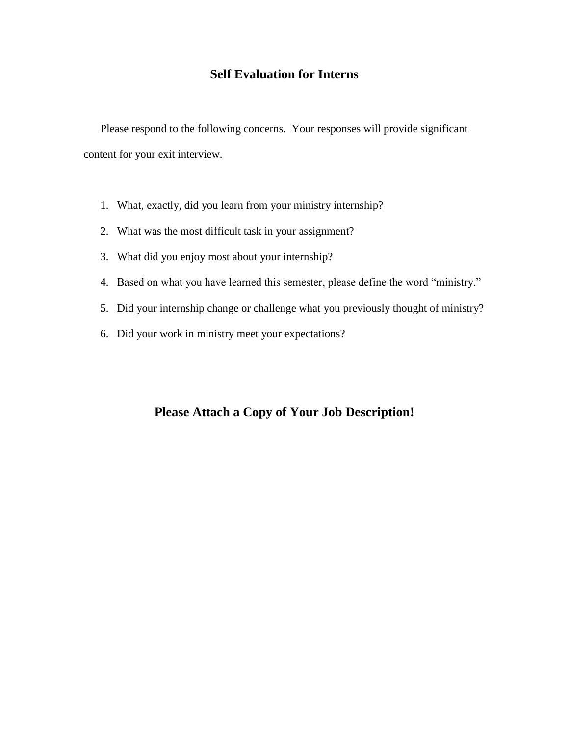# Self Evaluation for Interns

Please respond to the following concerns. Your responses will provide significant content for your exit interview.

1. What, exactly, did you learn from your ministry internship?
2. What was the most difficult task in your assignment?
3. What did you enjoy most about your internship?
4. Based on what you have learned this semester, please define the word "ministry."
5. Did your internship change or challenge what you previously thought of ministry?
6. Did your work in ministry meet your expectations?

## Please Attach a Copy of Your Job Description!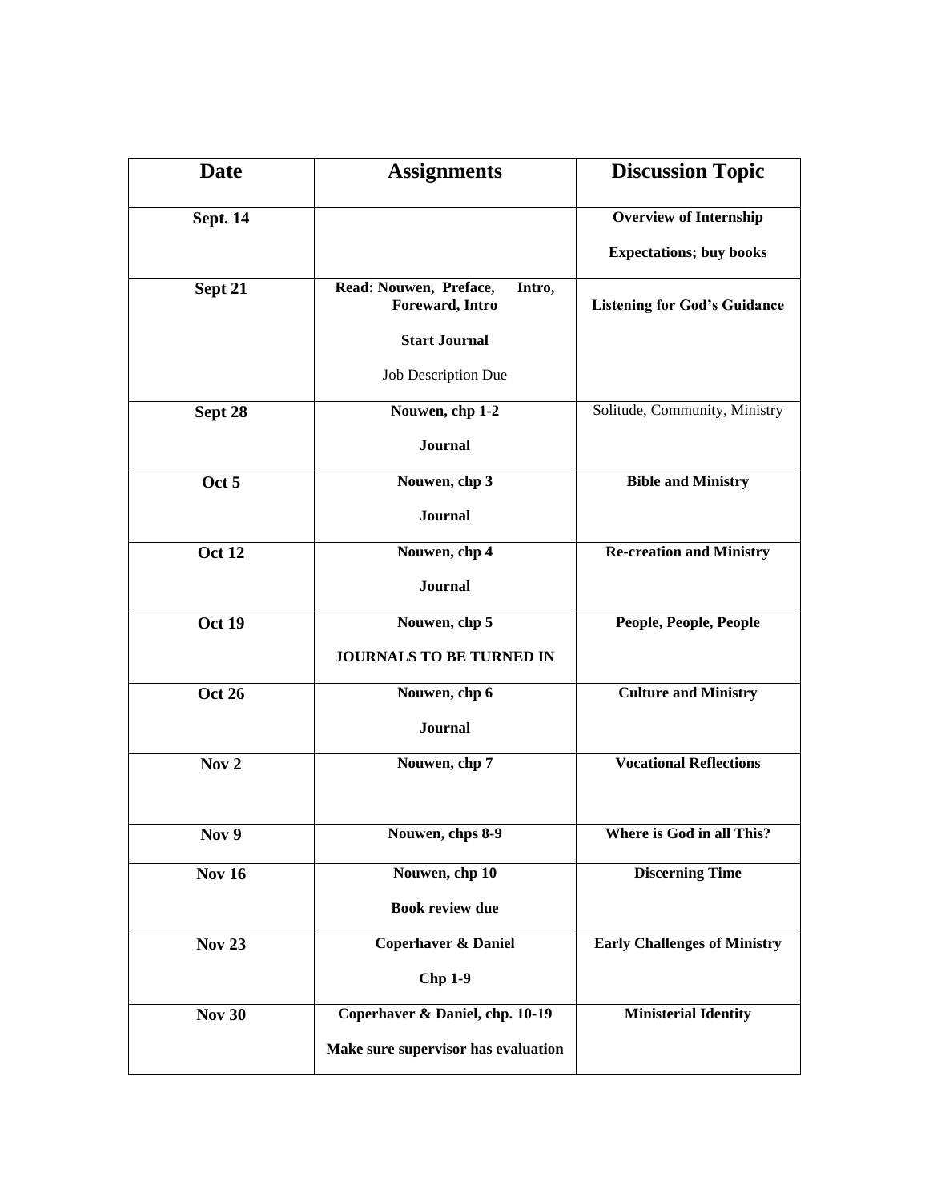| Date | Assignments | Discussion Topic |
|---|---|---|
| **Sept. 14** | | **Overview of Internship**<br>**Expectations; buy books** |
| **Sept 21** | **Read: Nouwen, Preface, Intro, Foreward, Intro**<br>**Start Journal**<br>Job Description Due | **Listening for God's Guidance** |
| **Sept 28** | **Nouwen, chp 1-2**<br>**Journal** | Solitude, Community, Ministry |
| **Oct 5** | **Nouwen, chp 3**<br>**Journal** | **Bible and Ministry** |
| **Oct 12** | **Nouwen, chp 4**<br>**Journal** | **Re-creation and Ministry** |
| **Oct 19** | **Nouwen, chp 5**<br>**JOURNALS TO BE TURNED IN** | **People, People, People** |
| **Oct 26** | **Nouwen, chp 6**<br>**Journal** | **Culture and Ministry** |
| **Nov 2** | **Nouwen, chp 7** | **Vocational Reflections** |
| **Nov 9** | **Nouwen, chps 8-9** | **Where is God in all This?** |
| **Nov 16** | **Nouwen, chp 10**<br>**Book review due** | **Discerning Time** |
| **Nov 23** | **Coperhaver & Daniel**<br>**Chp 1-9** | **Early Challenges of Ministry** |
| **Nov 30** | **Coperhaver & Daniel, chp. 10-19**<br>**Make sure supervisor has evaluation** | **Ministerial Identity** |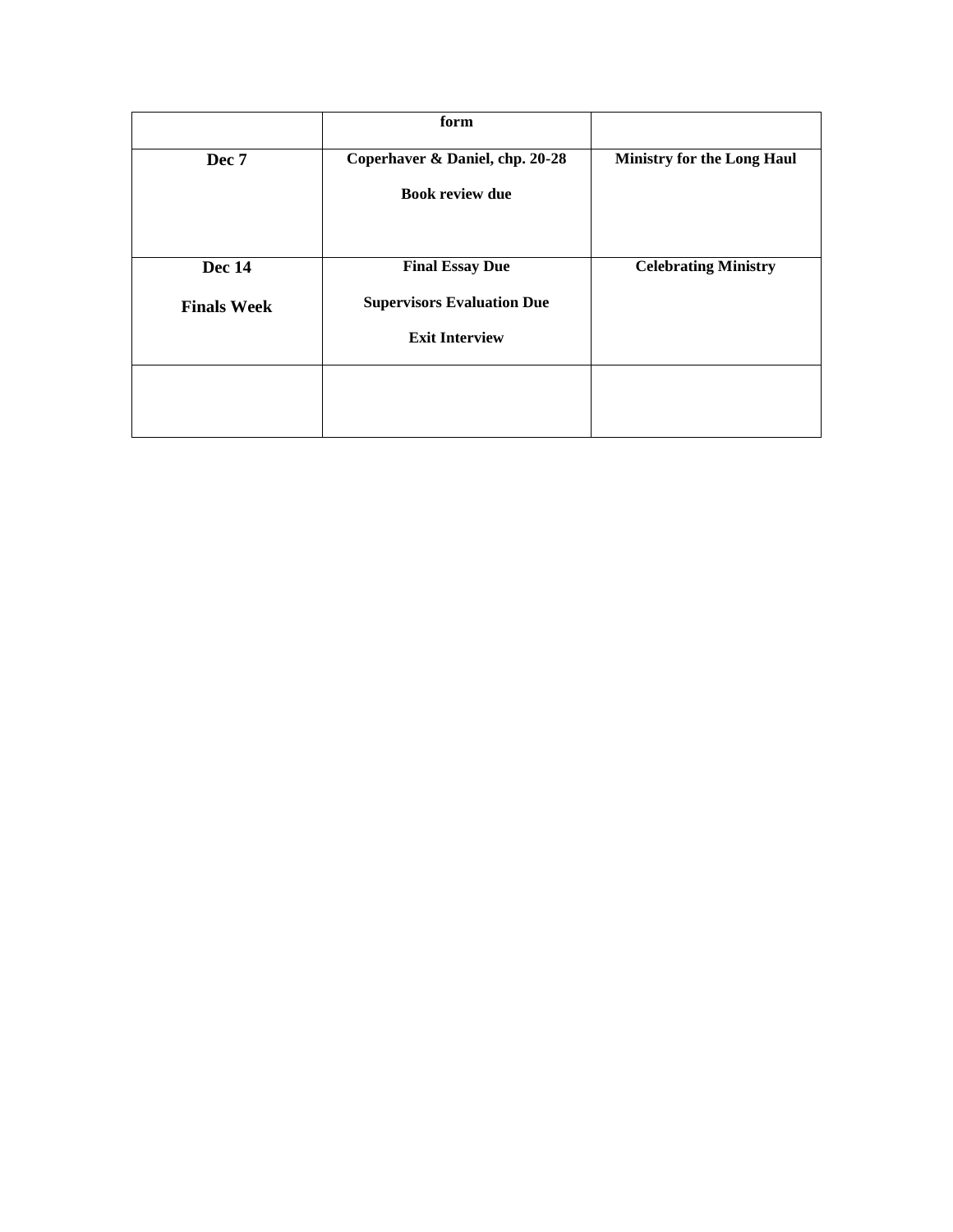| | | |
|---|---|---|
| | **form** | |
| **Dec 7** | **Coperhaver & Daniel, chp. 20-28**<br><br>**Book review due** | **Ministry for the Long Haul** |
| **Dec 14**<br><br>**Finals Week** | **Final Essay Due**<br><br>**Supervisors Evaluation Due**<br><br>**Exit Interview** | **Celebrating Ministry** |
| | | |